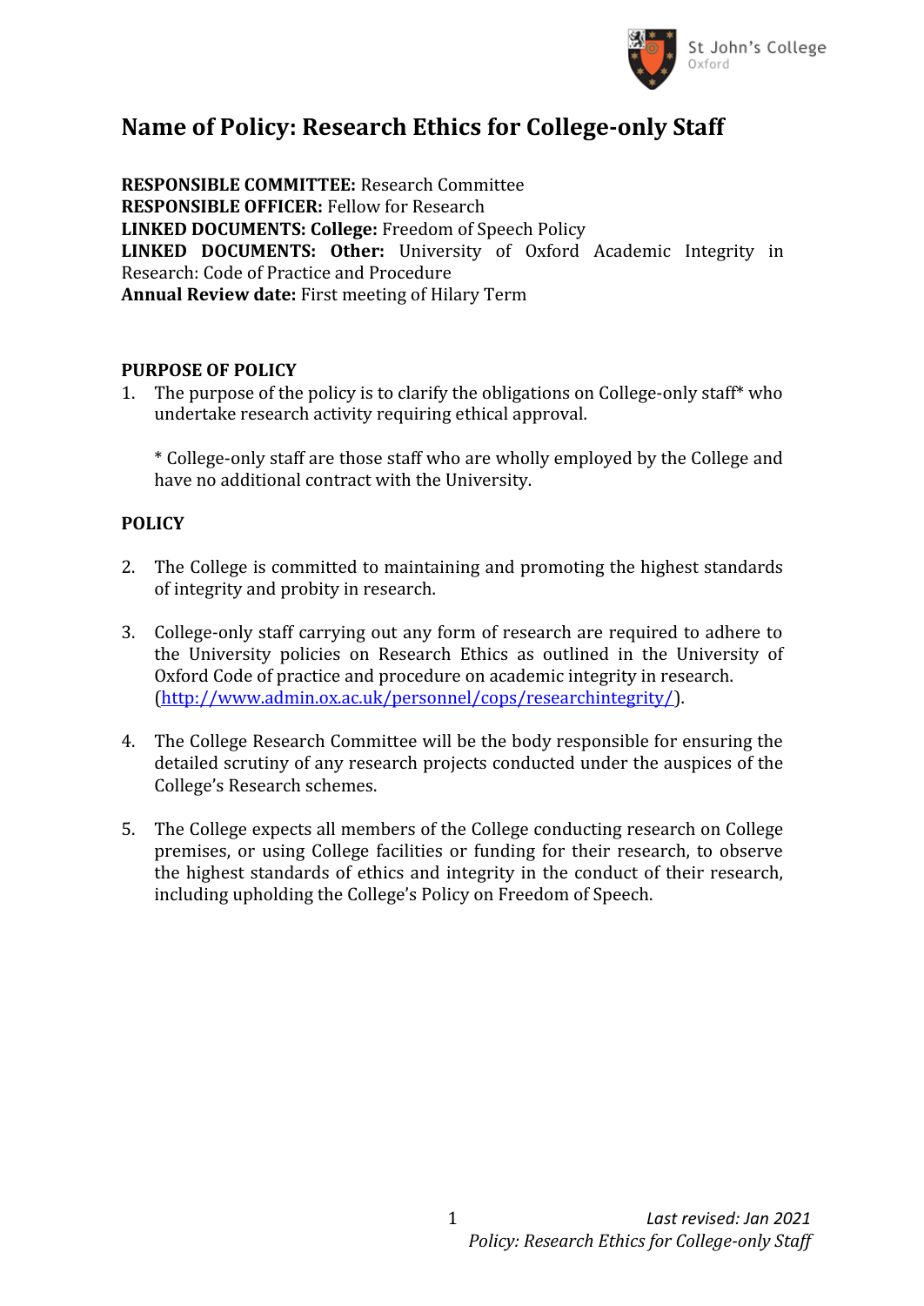# Name of Policy: Research Ethics for College-only Staff

**RESPONSIBLE COMMITTEE:** Research Committee
**RESPONSIBLE OFFICER:** Fellow for Research
**LINKED DOCUMENTS: College:** Freedom of Speech Policy
**LINKED DOCUMENTS: Other:** University of Oxford Academic Integrity in Research: Code of Practice and Procedure
**Annual Review date:** First meeting of Hilary Term

## PURPOSE OF POLICY

1. The purpose of the policy is to clarify the obligations on College-only staff* who undertake research activity requiring ethical approval.

   \* College-only staff are those staff who are wholly employed by the College and have no additional contract with the University.

## POLICY

2. The College is committed to maintaining and promoting the highest standards of integrity and probity in research.

3. College-only staff carrying out any form of research are required to adhere to the University policies on Research Ethics as outlined in the University of Oxford Code of practice and procedure on academic integrity in research. (http://www.admin.ox.ac.uk/personnel/cops/researchintegrity/).

4. The College Research Committee will be the body responsible for ensuring the detailed scrutiny of any research projects conducted under the auspices of the College's Research schemes.

5. The College expects all members of the College conducting research on College premises, or using College facilities or funding for their research, to observe the highest standards of ethics and integrity in the conduct of their research, including upholding the College's Policy on Freedom of Speech.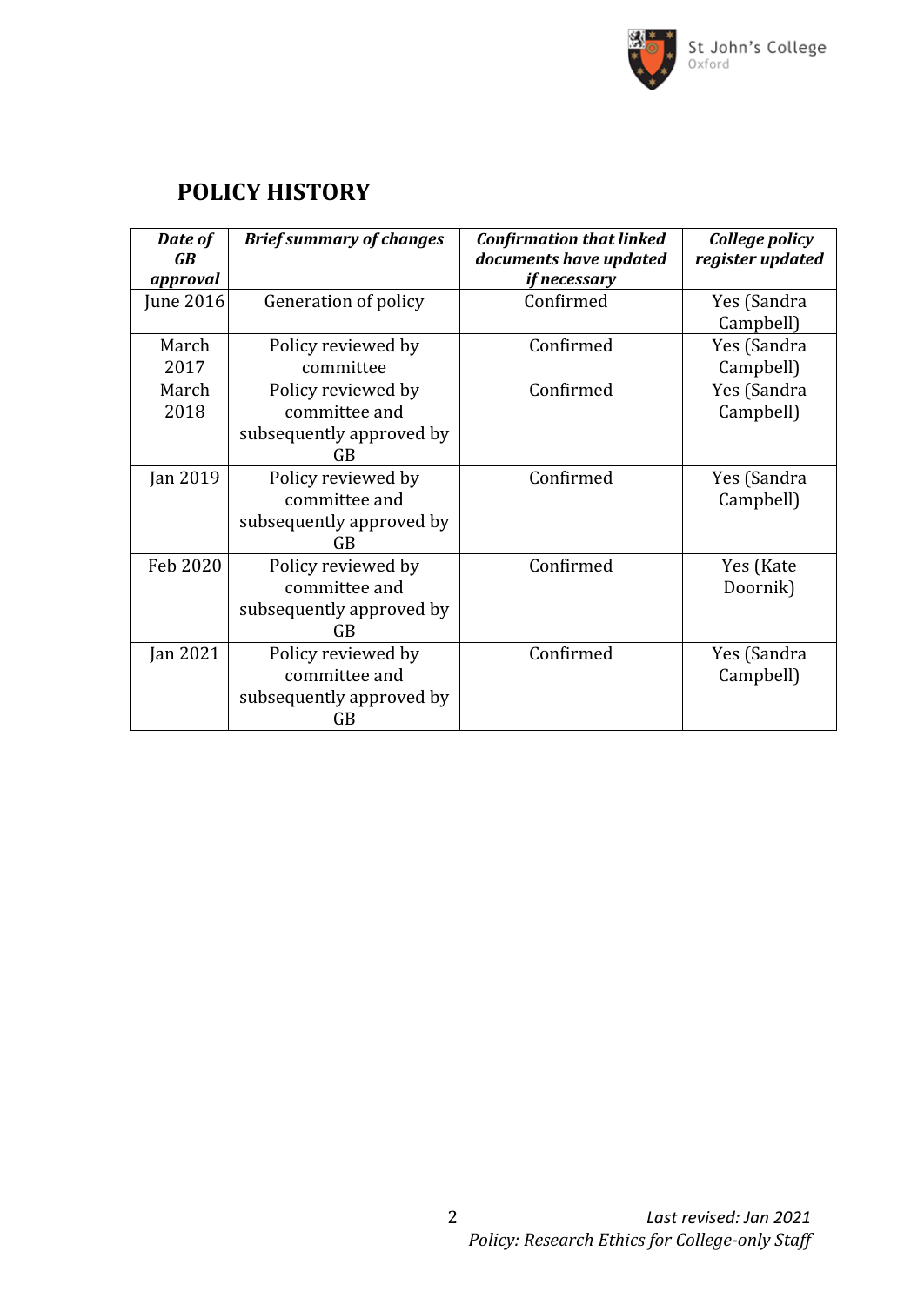# POLICY HISTORY

| ***Date of GB approval*** | ***Brief summary of changes*** | ***Confirmation that linked documents have updated if necessary*** | ***College policy register updated*** |
|---|---|---|---|
| June 2016 | Generation of policy | Confirmed | Yes (Sandra Campbell) |
| March 2017 | Policy reviewed by committee | Confirmed | Yes (Sandra Campbell) |
| March 2018 | Policy reviewed by committee and subsequently approved by GB | Confirmed | Yes (Sandra Campbell) |
| Jan 2019 | Policy reviewed by committee and subsequently approved by GB | Confirmed | Yes (Sandra Campbell) |
| Feb 2020 | Policy reviewed by committee and subsequently approved by GB | Confirmed | Yes (Kate Doornik) |
| Jan 2021 | Policy reviewed by committee and subsequently approved by GB | Confirmed | Yes (Sandra Campbell) |